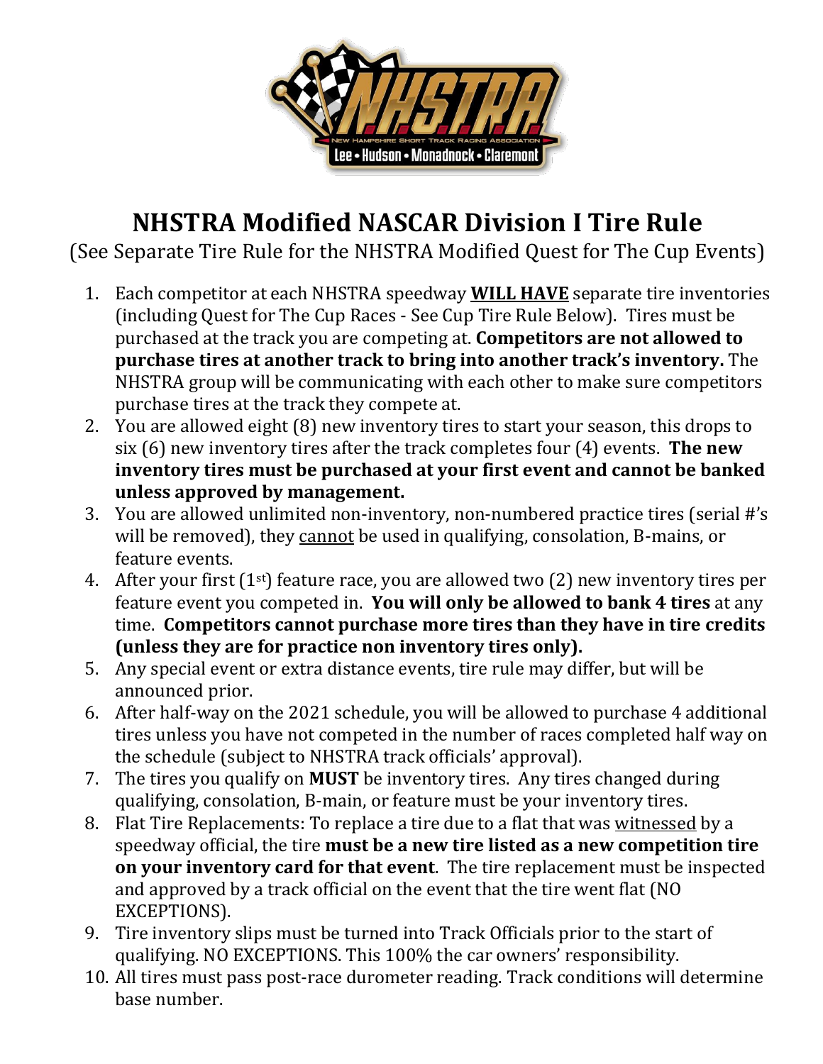# NHSTRA Modified NASCAR Division I Tire Rule

(See Separate Tire Rule for the NHSTRA Modified Quest for The Cup Events)

1. Each competitor at each NHSTRA speedway **WILL HAVE** separate tire inventories (including Quest for The Cup Races - See Cup Tire Rule Below). Tires must be purchased at the track you are competing at. **Competitors are not allowed to purchase tires at another track to bring into another track's inventory.** The NHSTRA group will be communicating with each other to make sure competitors purchase tires at the track they compete at.
2. You are allowed eight (8) new inventory tires to start your season, this drops to six (6) new inventory tires after the track completes four (4) events. **The new inventory tires must be purchased at your first event and cannot be banked unless approved by management.**
3. You are allowed unlimited non-inventory, non-numbered practice tires (serial #'s will be removed), they cannot be used in qualifying, consolation, B-mains, or feature events.
4. After your first (1st) feature race, you are allowed two (2) new inventory tires per feature event you competed in. **You will only be allowed to bank 4 tires** at any time. **Competitors cannot purchase more tires than they have in tire credits (unless they are for practice non inventory tires only).**
5. Any special event or extra distance events, tire rule may differ, but will be announced prior.
6. After half-way on the 2021 schedule, you will be allowed to purchase 4 additional tires unless you have not competed in the number of races completed half way on the schedule (subject to NHSTRA track officials' approval).
7. The tires you qualify on **MUST** be inventory tires. Any tires changed during qualifying, consolation, B-main, or feature must be your inventory tires.
8. Flat Tire Replacements: To replace a tire due to a flat that was witnessed by a speedway official, the tire **must be a new tire listed as a new competition tire on your inventory card for that event**. The tire replacement must be inspected and approved by a track official on the event that the tire went flat (NO EXCEPTIONS).
9. Tire inventory slips must be turned into Track Officials prior to the start of qualifying. NO EXCEPTIONS. This 100% the car owners' responsibility.
10. All tires must pass post-race durometer reading. Track conditions will determine base number.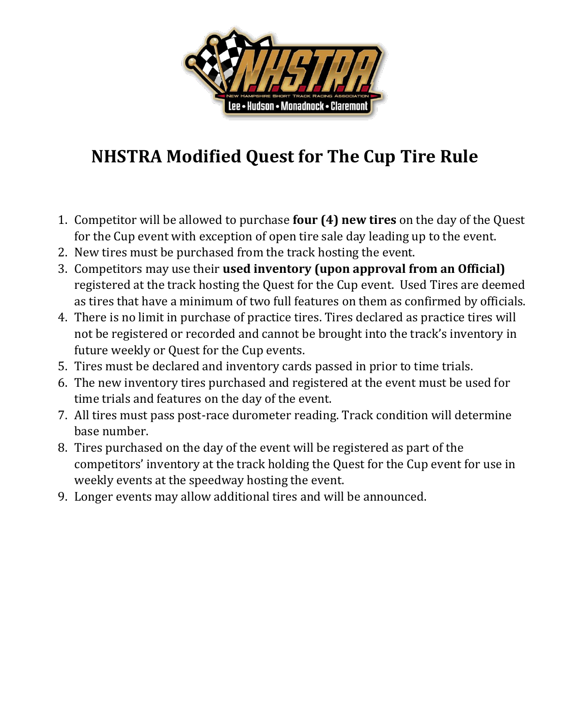# NHSTRA Modified Quest for The Cup Tire Rule

1. Competitor will be allowed to purchase **four (4) new tires** on the day of the Quest for the Cup event with exception of open tire sale day leading up to the event.
2. New tires must be purchased from the track hosting the event.
3. Competitors may use their **used inventory (upon approval from an Official)** registered at the track hosting the Quest for the Cup event. Used Tires are deemed as tires that have a minimum of two full features on them as confirmed by officials.
4. There is no limit in purchase of practice tires. Tires declared as practice tires will not be registered or recorded and cannot be brought into the track's inventory in future weekly or Quest for the Cup events.
5. Tires must be declared and inventory cards passed in prior to time trials.
6. The new inventory tires purchased and registered at the event must be used for time trials and features on the day of the event.
7. All tires must pass post-race durometer reading. Track condition will determine base number.
8. Tires purchased on the day of the event will be registered as part of the competitors' inventory at the track holding the Quest for the Cup event for use in weekly events at the speedway hosting the event.
9. Longer events may allow additional tires and will be announced.